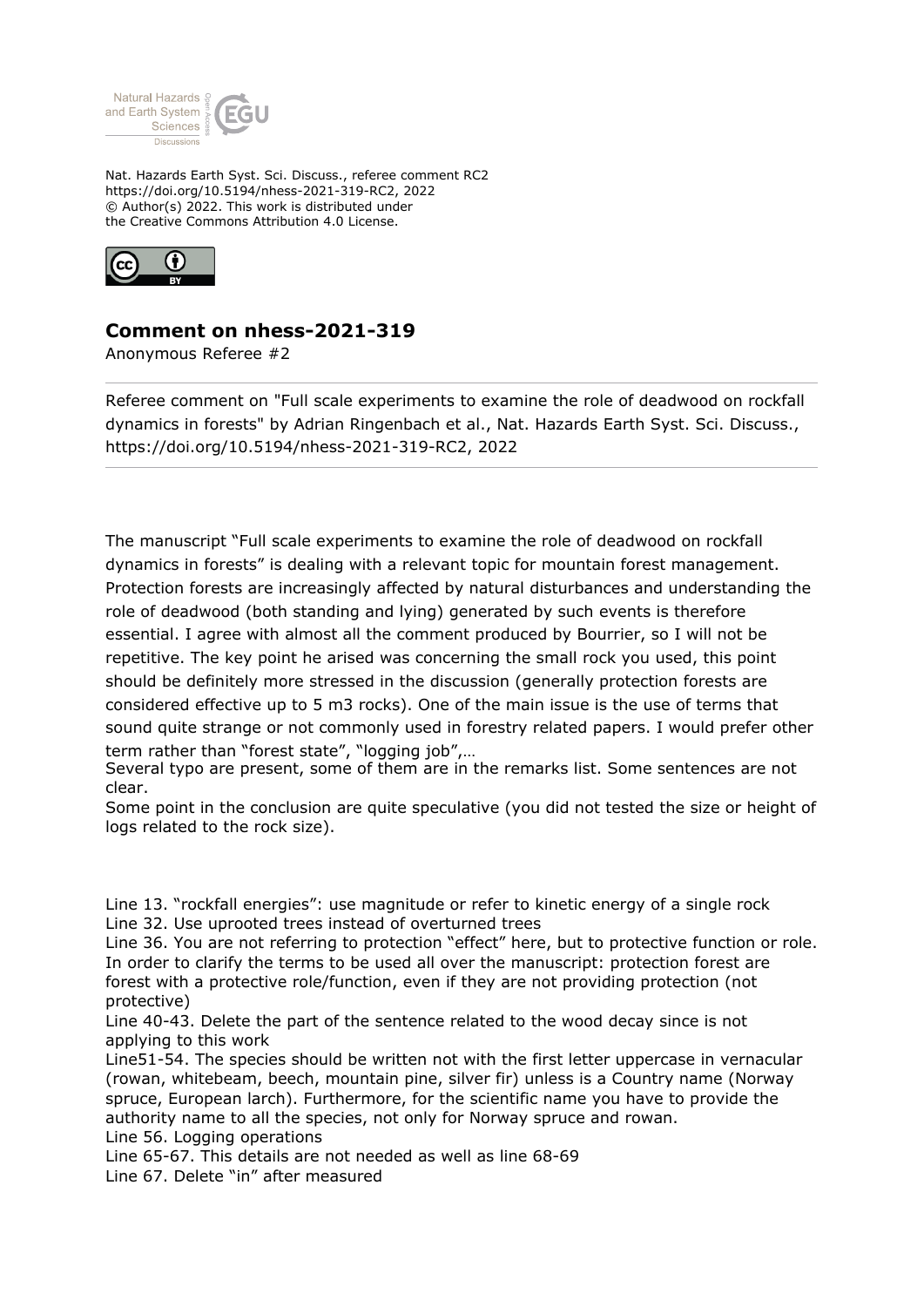Nat. Hazards Earth Syst. Sci. Discuss., referee comment RC2
https://doi.org/10.5194/nhess-2021-319-RC2, 2022
© Author(s) 2022. This work is distributed under
the Creative Commons Attribution 4.0 License.

## Comment on nhess-2021-319

Anonymous Referee #2

Referee comment on "Full scale experiments to examine the role of deadwood on rockfall dynamics in forests" by Adrian Ringenbach et al., Nat. Hazards Earth Syst. Sci. Discuss., https://doi.org/10.5194/nhess-2021-319-RC2, 2022

The manuscript "Full scale experiments to examine the role of deadwood on rockfall dynamics in forests" is dealing with a relevant topic for mountain forest management. Protection forests are increasingly affected by natural disturbances and understanding the role of deadwood (both standing and lying) generated by such events is therefore essential. I agree with almost all the comment produced by Bourrier, so I will not be repetitive. The key point he arised was concerning the small rock you used, this point should be definitely more stressed in the discussion (generally protection forests are considered effective up to 5 m3 rocks). One of the main issue is the use of terms that sound quite strange or not commonly used in forestry related papers. I would prefer other term rather than "forest state", "logging job",…

Several typo are present, some of them are in the remarks list. Some sentences are not clear.

Some point in the conclusion are quite speculative (you did not tested the size or height of logs related to the rock size).

Line 13. "rockfall energies": use magnitude or refer to kinetic energy of a single rock

Line 32. Use uprooted trees instead of overturned trees

Line 36. You are not referring to protection "effect" here, but to protective function or role. In order to clarify the terms to be used all over the manuscript: protection forest are forest with a protective role/function, even if they are not providing protection (not protective)

Line 40-43. Delete the part of the sentence related to the wood decay since is not applying to this work

Line51-54. The species should be written not with the first letter uppercase in vernacular (rowan, whitebeam, beech, mountain pine, silver fir) unless is a Country name (Norway spruce, European larch). Furthermore, for the scientific name you have to provide the authority name to all the species, not only for Norway spruce and rowan.

Line 56. Logging operations

Line 65-67. This details are not needed as well as line 68-69

Line 67. Delete "in" after measured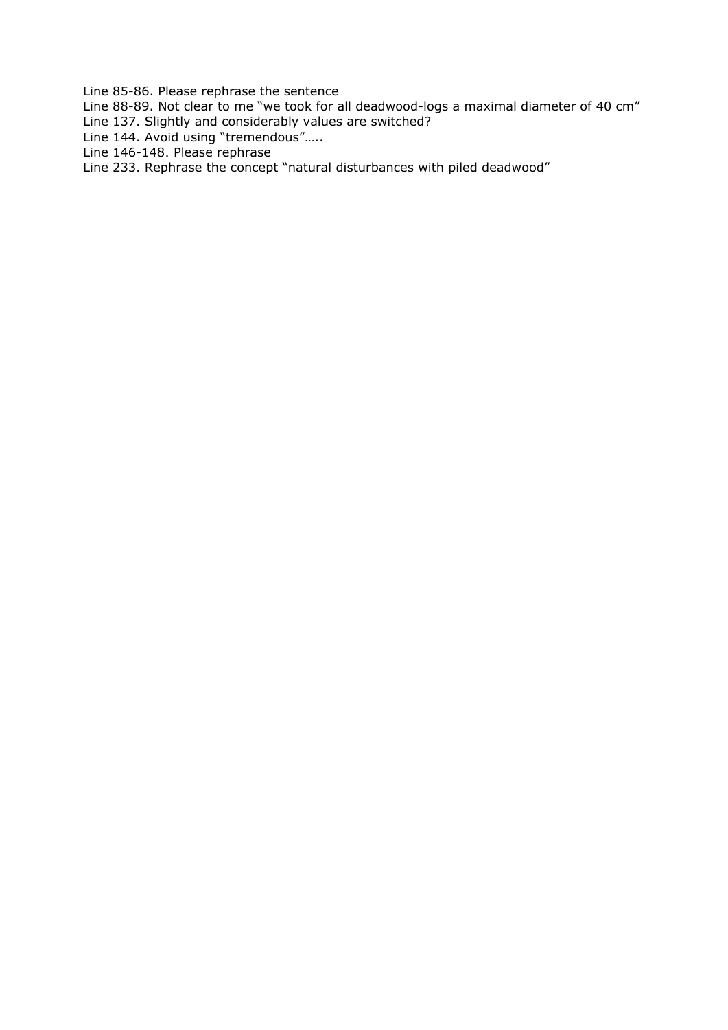Line 85-86. Please rephrase the sentence
Line 88-89. Not clear to me “we took for all deadwood-logs a maximal diameter of 40 cm”
Line 137. Slightly and considerably values are switched?
Line 144. Avoid using “tremendous”…..
Line 146-148. Please rephrase
Line 233. Rephrase the concept “natural disturbances with piled deadwood”